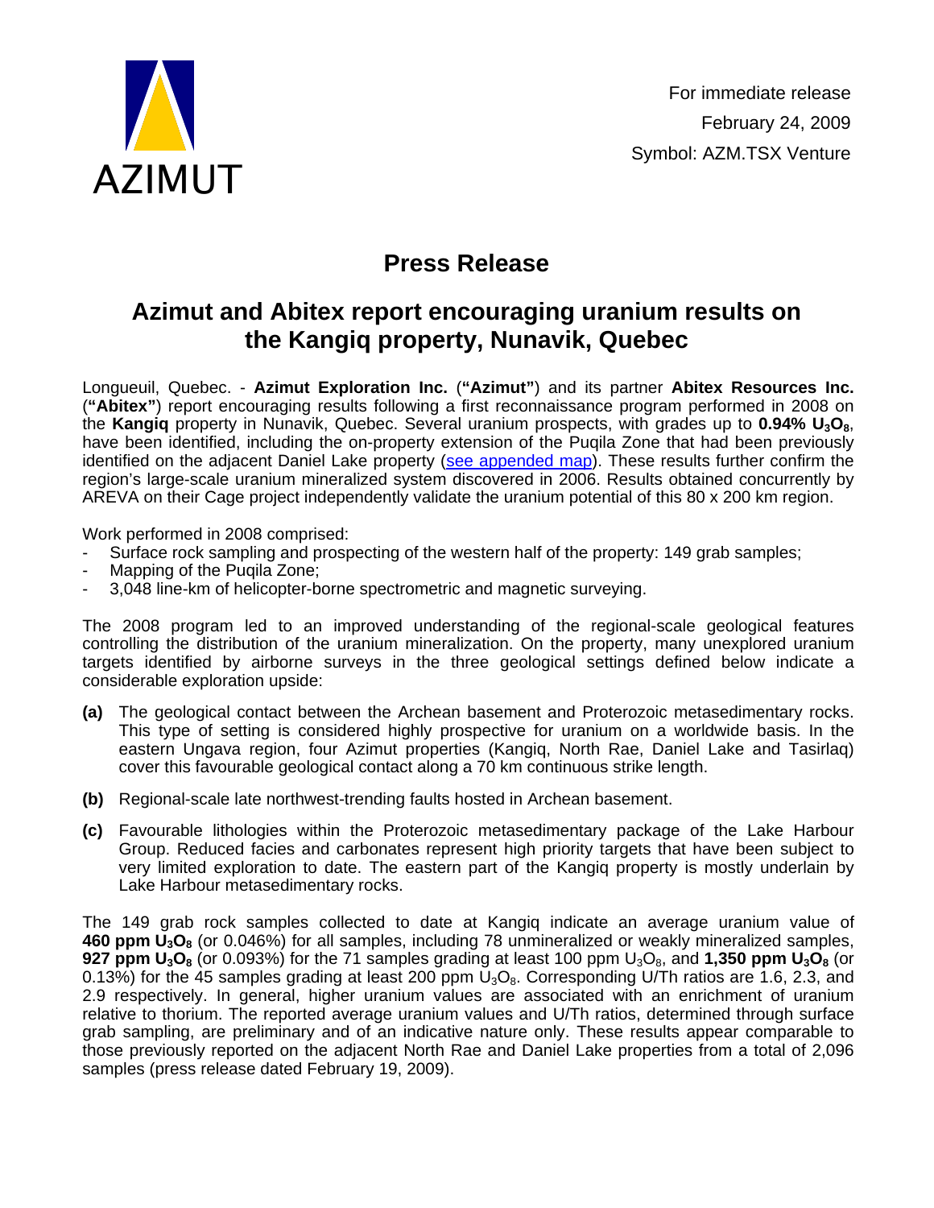AZIMUT

For immediate release
February 24, 2009
Symbol: AZM.TSX Venture

# Press Release

## Azimut and Abitex report encouraging uranium results on the Kangiq property, Nunavik, Quebec

Longueuil, Quebec. - **Azimut Exploration Inc.** (**"Azimut"**) and its partner **Abitex Resources Inc.** (**"Abitex"**) report encouraging results following a first reconnaissance program performed in 2008 on the **Kangiq** property in Nunavik, Quebec. Several uranium prospects, with grades up to **0.94% $U_3O_8$**, have been identified, including the on-property extension of the Puqila Zone that had been previously identified on the adjacent Daniel Lake property (see appended map). These results further confirm the region's large-scale uranium mineralized system discovered in 2006. Results obtained concurrently by AREVA on their Cage project independently validate the uranium potential of this 80 x 200 km region.

Work performed in 2008 comprised:

- Surface rock sampling and prospecting of the western half of the property: 149 grab samples;
- Mapping of the Puqila Zone;
- 3,048 line-km of helicopter-borne spectrometric and magnetic surveying.

The 2008 program led to an improved understanding of the regional-scale geological features controlling the distribution of the uranium mineralization. On the property, many unexplored uranium targets identified by airborne surveys in the three geological settings defined below indicate a considerable exploration upside:

**(a)** The geological contact between the Archean basement and Proterozoic metasedimentary rocks. This type of setting is considered highly prospective for uranium on a worldwide basis. In the eastern Ungava region, four Azimut properties (Kangiq, North Rae, Daniel Lake and Tasirlaq) cover this favourable geological contact along a 70 km continuous strike length.

**(b)** Regional-scale late northwest-trending faults hosted in Archean basement.

**(c)** Favourable lithologies within the Proterozoic metasedimentary package of the Lake Harbour Group. Reduced facies and carbonates represent high priority targets that have been subject to very limited exploration to date. The eastern part of the Kangiq property is mostly underlain by Lake Harbour metasedimentary rocks.

The 149 grab rock samples collected to date at Kangiq indicate an average uranium value of **460 ppm $U_3O_8$** (or 0.046%) for all samples, including 78 unmineralized or weakly mineralized samples, **927 ppm $U_3O_8$** (or 0.093%) for the 71 samples grading at least 100 ppm $U_3O_8$, and **1,350 ppm $U_3O_8$** (or 0.13%) for the 45 samples grading at least 200 ppm $U_3O_8$. Corresponding U/Th ratios are 1.6, 2.3, and 2.9 respectively. In general, higher uranium values are associated with an enrichment of uranium relative to thorium. The reported average uranium values and U/Th ratios, determined through surface grab sampling, are preliminary and of an indicative nature only. These results appear comparable to those previously reported on the adjacent North Rae and Daniel Lake properties from a total of 2,096 samples (press release dated February 19, 2009).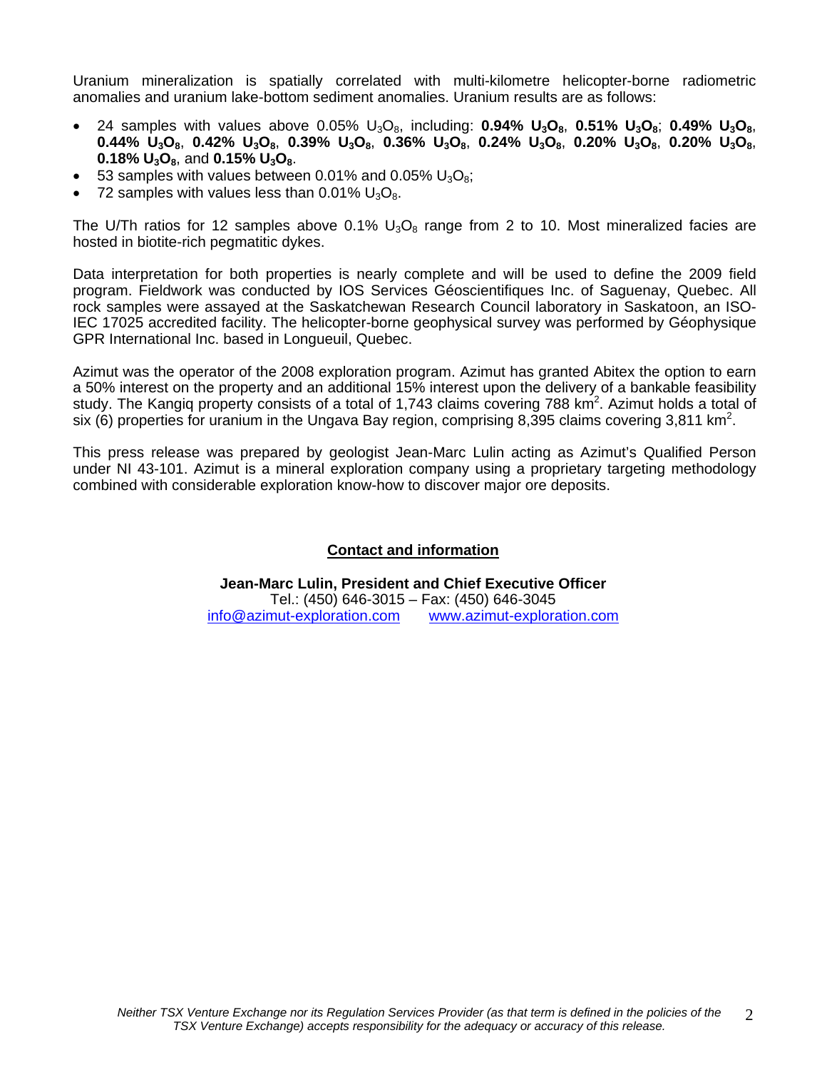Uranium mineralization is spatially correlated with multi-kilometre helicopter-borne radiometric anomalies and uranium lake-bottom sediment anomalies. Uranium results are as follows:

- 24 samples with values above 0.05% $U_3O_8$, including: **0.94% $U_3O_8$**, **0.51% $U_3O_8$**; **0.49% $U_3O_8$**, **0.44% $U_3O_8$**, **0.42% $U_3O_8$**, **0.39% $U_3O_8$**, **0.36% $U_3O_8$**, **0.24% $U_3O_8$**, **0.20% $U_3O_8$**, **0.20% $U_3O_8$**, **0.18% $U_3O_8$**, and **0.15% $U_3O_8$**.
- 53 samples with values between 0.01% and 0.05% $U_3O_8$;
- 72 samples with values less than 0.01% $U_3O_8$.

The U/Th ratios for 12 samples above 0.1% $U_3O_8$ range from 2 to 10. Most mineralized facies are hosted in biotite-rich pegmatitic dykes.

Data interpretation for both properties is nearly complete and will be used to define the 2009 field program. Fieldwork was conducted by IOS Services Géoscientifiques Inc. of Saguenay, Quebec. All rock samples were assayed at the Saskatchewan Research Council laboratory in Saskatoon, an ISO-IEC 17025 accredited facility. The helicopter-borne geophysical survey was performed by Géophysique GPR International Inc. based in Longueuil, Quebec.

Azimut was the operator of the 2008 exploration program. Azimut has granted Abitex the option to earn a 50% interest on the property and an additional 15% interest upon the delivery of a bankable feasibility study. The Kangiq property consists of a total of 1,743 claims covering 788 $km^2$. Azimut holds a total of six (6) properties for uranium in the Ungava Bay region, comprising 8,395 claims covering 3,811 $km^2$.

This press release was prepared by geologist Jean-Marc Lulin acting as Azimut's Qualified Person under NI 43-101. Azimut is a mineral exploration company using a proprietary targeting methodology combined with considerable exploration know-how to discover major ore deposits.

**Contact and information**

**Jean-Marc Lulin, President and Chief Executive Officer**
Tel.: (450) 646-3015 – Fax: (450) 646-3045
info@azimut-exploration.com www.azimut-exploration.com

*Neither TSX Venture Exchange nor its Regulation Services Provider (as that term is defined in the policies of the TSX Venture Exchange) accepts responsibility for the adequacy or accuracy of this release.*